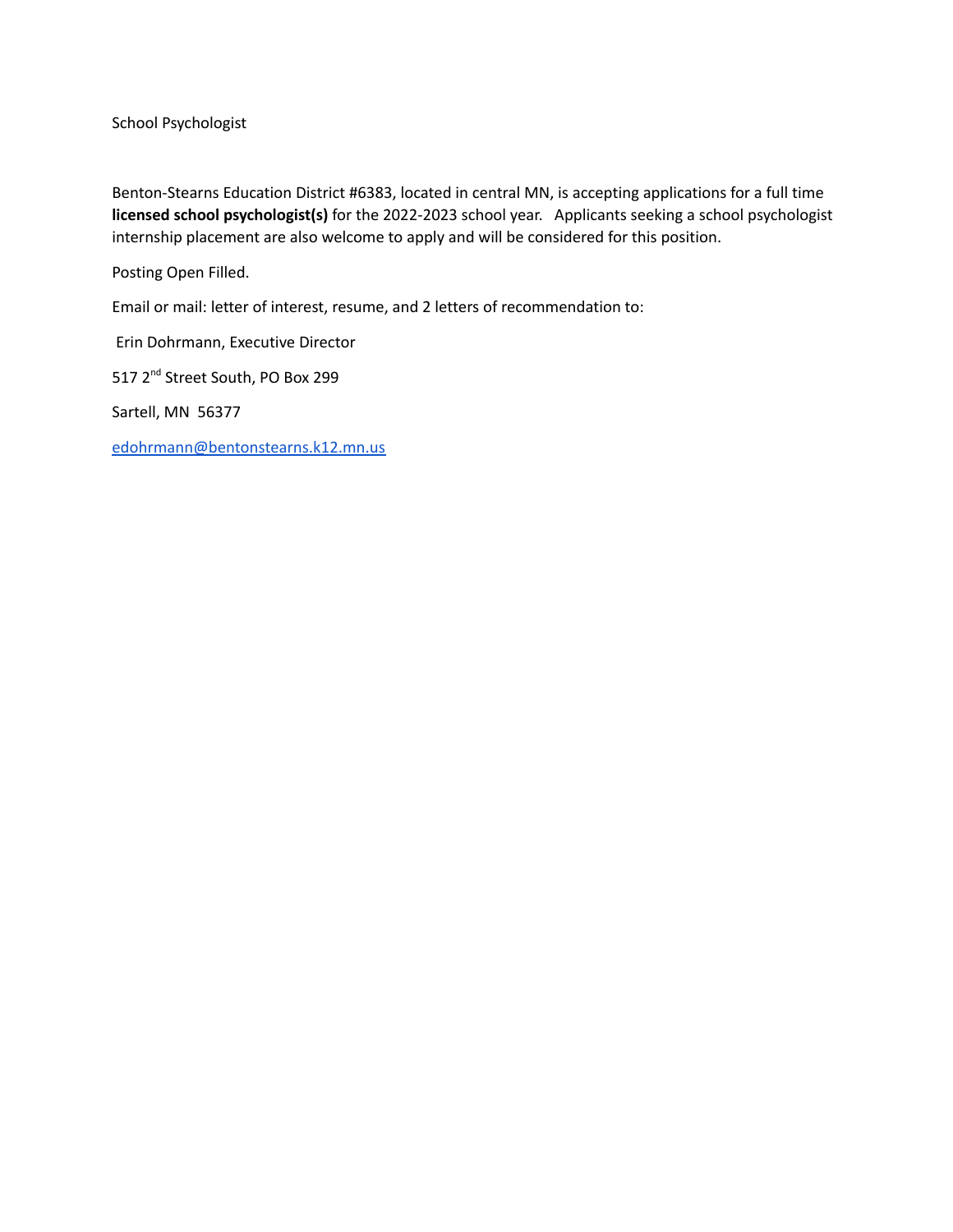School Psychologist

Benton-Stearns Education District #6383, located in central MN, is accepting applications for a full time **licensed school psychologist(s)** for the 2022-2023 school year. Applicants seeking a school psychologist internship placement are also welcome to apply and will be considered for this position.

Posting Open Filled.

Email or mail: letter of interest, resume, and 2 letters of recommendation to:

Erin Dohrmann, Executive Director

517 2nd Street South, PO Box 299

Sartell, MN 56377

edohrmann@bentonstearns.k12.mn.us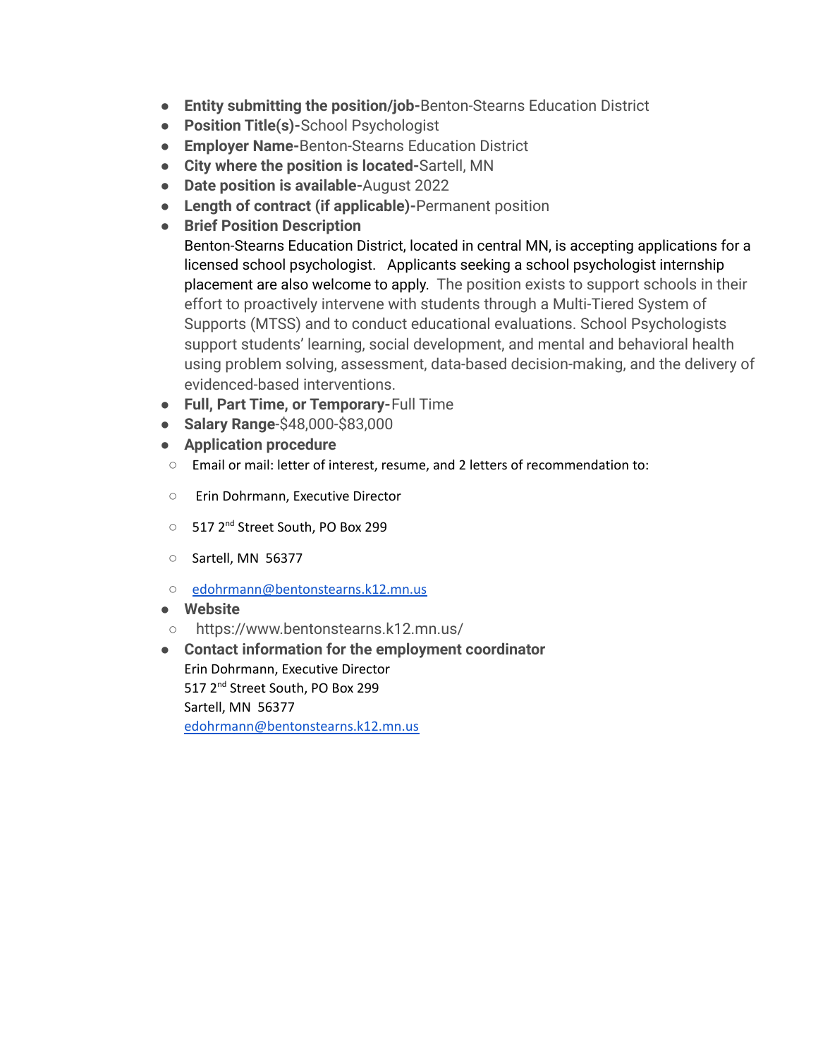- **Entity submitting the position/job-**Benton-Stearns Education District
- **Position Title(s)-**School Psychologist
- **Employer Name-**Benton-Stearns Education District
- **City where the position is located-**Sartell, MN
- **Date position is available-**August 2022
- **Length of contract (if applicable)-**Permanent position
- **Brief Position Description**
  Benton-Stearns Education District, located in central MN, is accepting applications for a licensed school psychologist. Applicants seeking a school psychologist internship placement are also welcome to apply. The position exists to support schools in their effort to proactively intervene with students through a Multi-Tiered System of Supports (MTSS) and to conduct educational evaluations. School Psychologists support students' learning, social development, and mental and behavioral health using problem solving, assessment, data-based decision-making, and the delivery of evidenced-based interventions.
- **Full, Part Time, or Temporary-**Full Time
- **Salary Range**-$48,000-$83,000
- **Application procedure**
  - Email or mail: letter of interest, resume, and 2 letters of recommendation to:
  - Erin Dohrmann, Executive Director
  - 517 2nd Street South, PO Box 299
  - Sartell, MN 56377
  - edohrmann@bentonstearns.k12.mn.us
- **Website**
  - https://www.bentonstearns.k12.mn.us/
- **Contact information for the employment coordinator**
  Erin Dohrmann, Executive Director
  517 2nd Street South, PO Box 299
  Sartell, MN 56377
  edohrmann@bentonstearns.k12.mn.us